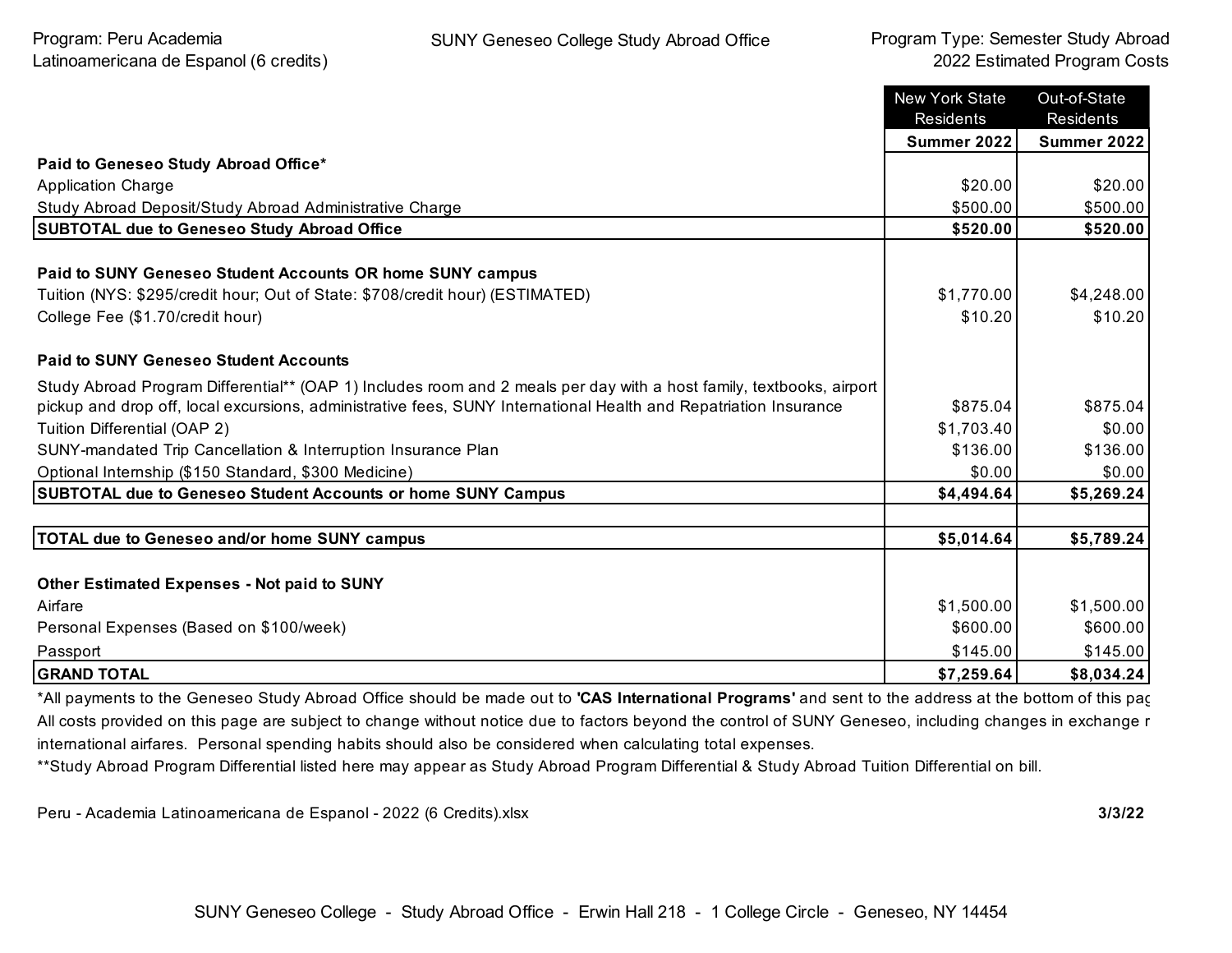Program: Peru Academia Latinoamericana de Espanol (6 credits)

SUNY Geneseo College Study Abroad Office

Program Type: Semester Study Abroad
2022 Estimated Program Costs

| | New York State Residents | Out-of-State Residents |
|---|---|---|
| | **Summer 2022** | **Summer 2022** |
| **Paid to Geneseo Study Abroad Office*** | | |
| Application Charge | $20.00 | $20.00 |
| Study Abroad Deposit/Study Abroad Administrative Charge | $500.00 | $500.00 |
| **SUBTOTAL due to Geneseo Study Abroad Office** | **$520.00** | **$520.00** |
| | | |
| **Paid to SUNY Geneseo Student Accounts OR home SUNY campus** | | |
| Tuition (NYS: $295/credit hour; Out of State: $708/credit hour) (ESTIMATED) | $1,770.00 | $4,248.00 |
| College Fee ($1.70/credit hour) | $10.20 | $10.20 |
| | | |
| **Paid to SUNY Geneseo Student Accounts** | | |
| Study Abroad Program Differential** (OAP 1) Includes room and 2 meals per day with a host family, textbooks, airport pickup and drop off, local excursions, administrative fees, SUNY International Health and Repatriation Insurance | $875.04 | $875.04 |
| Tuition Differential (OAP 2) | $1,703.40 | $0.00 |
| SUNY-mandated Trip Cancellation & Interruption Insurance Plan | $136.00 | $136.00 |
| Optional Internship ($150 Standard, $300 Medicine) | $0.00 | $0.00 |
| **SUBTOTAL due to Geneseo Student Accounts or home SUNY Campus** | **$4,494.64** | **$5,269.24** |
| | | |
| **TOTAL due to Geneseo and/or home SUNY campus** | **$5,014.64** | **$5,789.24** |
| | | |
| **Other Estimated Expenses - Not paid to SUNY** | | |
| Airfare | $1,500.00 | $1,500.00 |
| Personal Expenses (Based on $100/week) | $600.00 | $600.00 |
| Passport | $145.00 | $145.00 |
| **GRAND TOTAL** | **$7,259.64** | **$8,034.24** |

*All payments to the Geneseo Study Abroad Office should be made out to **'CAS International Programs'** and sent to the address at the bottom of this pag
All costs provided on this page are subject to change without notice due to factors beyond the control of SUNY Geneseo, including changes in exchange r international airfares. Personal spending habits should also be considered when calculating total expenses.
**Study Abroad Program Differential listed here may appear as Study Abroad Program Differential & Study Abroad Tuition Differential on bill.

Peru - Academia Latinoamericana de Espanol - 2022 (6 Credits).xlsx **3/3/22**

SUNY Geneseo College - Study Abroad Office - Erwin Hall 218 - 1 College Circle - Geneseo, NY 14454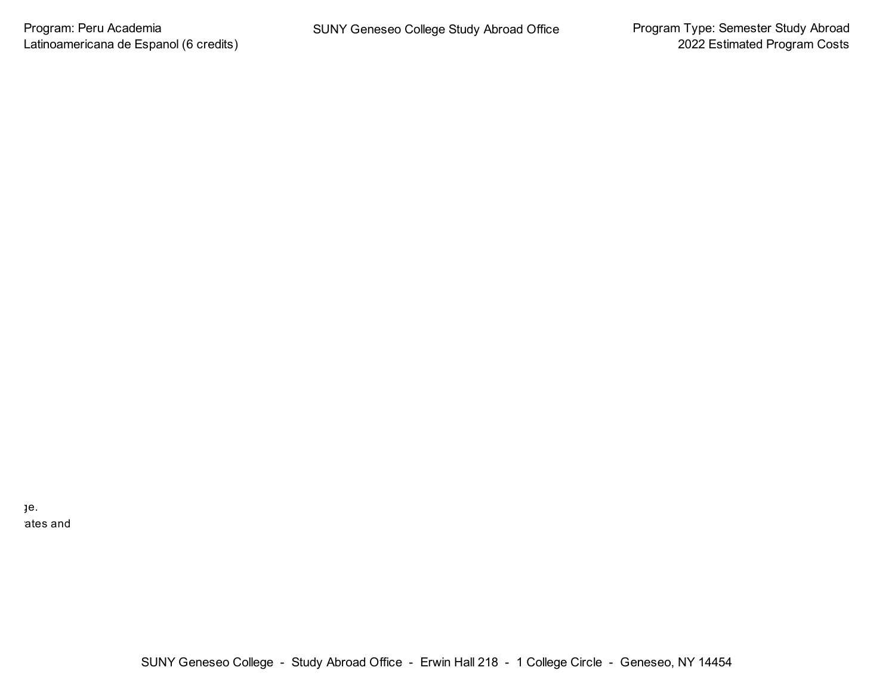ge.
ates and